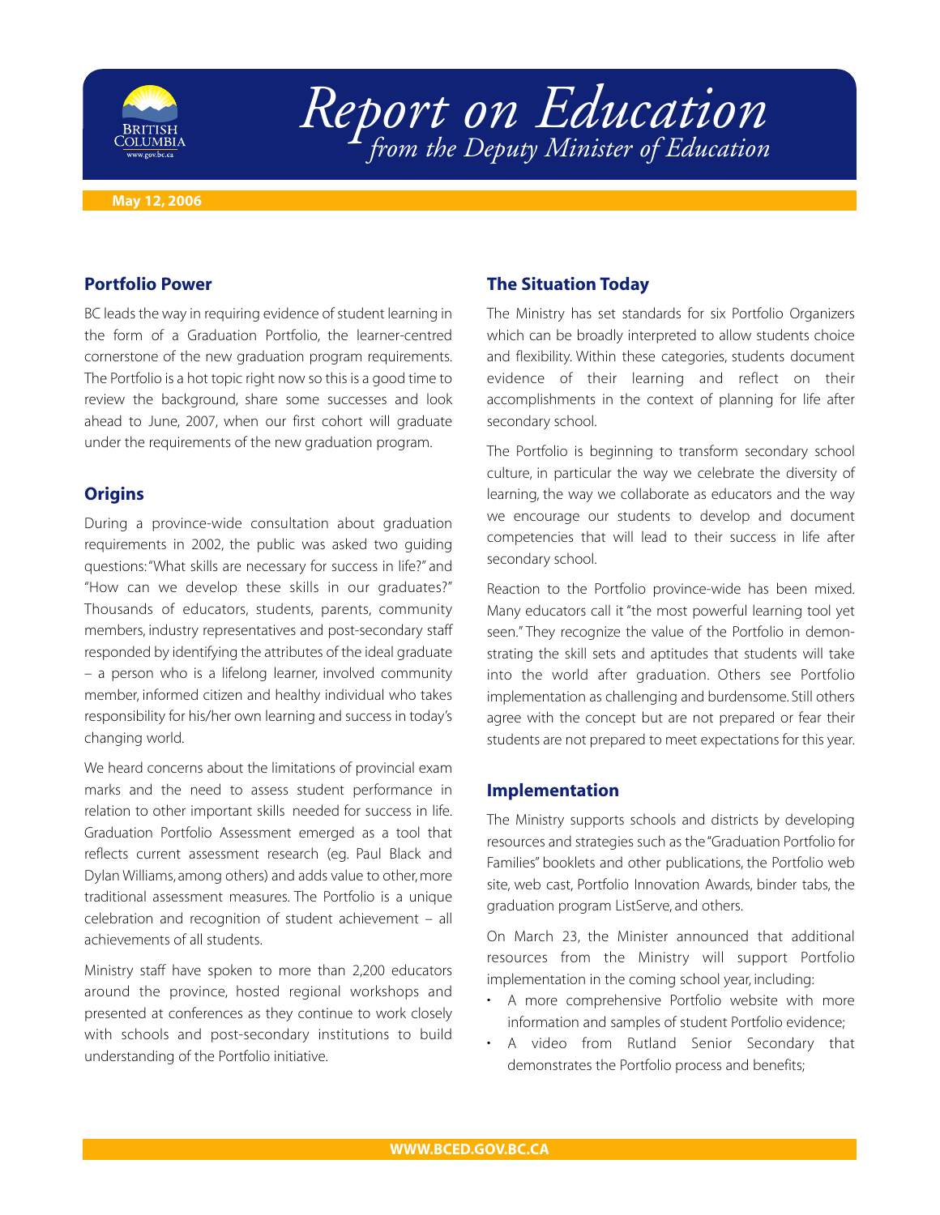// Report on Education
*from the Deputy Minister of Education*

**May 12, 2006**

## Portfolio Power

BC leads the way in requiring evidence of student learning in the form of a Graduation Portfolio, the learner-centred cornerstone of the new graduation program requirements. The Portfolio is a hot topic right now so this is a good time to review the background, share some successes and look ahead to June, 2007, when our first cohort will graduate under the requirements of the new graduation program.

## Origins

During a province-wide consultation about graduation requirements in 2002, the public was asked two guiding questions: "What skills are necessary for success in life?" and "How can we develop these skills in our graduates?" Thousands of educators, students, parents, community members, industry representatives and post-secondary staff responded by identifying the attributes of the ideal graduate – a person who is a lifelong learner, involved community member, informed citizen and healthy individual who takes responsibility for his/her own learning and success in today's changing world.

We heard concerns about the limitations of provincial exam marks and the need to assess student performance in relation to other important skills needed for success in life. Graduation Portfolio Assessment emerged as a tool that reflects current assessment research (eg. Paul Black and Dylan Williams, among others) and adds value to other, more traditional assessment measures. The Portfolio is a unique celebration and recognition of student achievement – all achievements of all students.

Ministry staff have spoken to more than 2,200 educators around the province, hosted regional workshops and presented at conferences as they continue to work closely with schools and post-secondary institutions to build understanding of the Portfolio initiative.

## The Situation Today

The Ministry has set standards for six Portfolio Organizers which can be broadly interpreted to allow students choice and flexibility. Within these categories, students document evidence of their learning and reflect on their accomplishments in the context of planning for life after secondary school.

The Portfolio is beginning to transform secondary school culture, in particular the way we celebrate the diversity of learning, the way we collaborate as educators and the way we encourage our students to develop and document competencies that will lead to their success in life after secondary school.

Reaction to the Portfolio province-wide has been mixed. Many educators call it "the most powerful learning tool yet seen." They recognize the value of the Portfolio in demonstrating the skill sets and aptitudes that students will take into the world after graduation. Others see Portfolio implementation as challenging and burdensome. Still others agree with the concept but are not prepared or fear their students are not prepared to meet expectations for this year.

## Implementation

The Ministry supports schools and districts by developing resources and strategies such as the "Graduation Portfolio for Families" booklets and other publications, the Portfolio web site, web cast, Portfolio Innovation Awards, binder tabs, the graduation program ListServe, and others.

On March 23, the Minister announced that additional resources from the Ministry will support Portfolio implementation in the coming school year, including:

- A more comprehensive Portfolio website with more information and samples of student Portfolio evidence;
- A video from Rutland Senior Secondary that demonstrates the Portfolio process and benefits;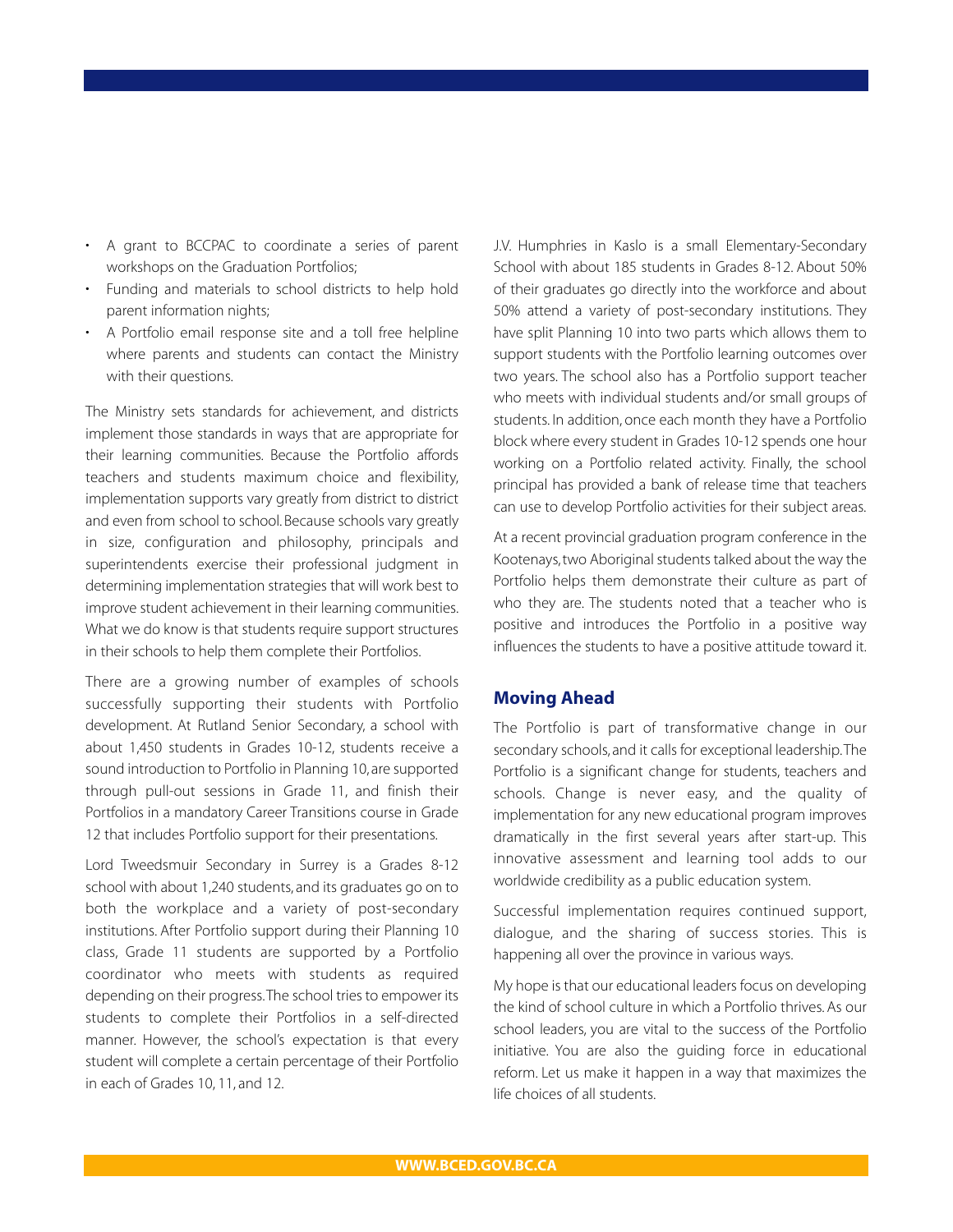- A grant to BCCPAC to coordinate a series of parent workshops on the Graduation Portfolios;
- Funding and materials to school districts to help hold parent information nights;
- A Portfolio email response site and a toll free helpline where parents and students can contact the Ministry with their questions.

The Ministry sets standards for achievement, and districts implement those standards in ways that are appropriate for their learning communities. Because the Portfolio affords teachers and students maximum choice and flexibility, implementation supports vary greatly from district to district and even from school to school. Because schools vary greatly in size, configuration and philosophy, principals and superintendents exercise their professional judgment in determining implementation strategies that will work best to improve student achievement in their learning communities. What we do know is that students require support structures in their schools to help them complete their Portfolios.

There are a growing number of examples of schools successfully supporting their students with Portfolio development. At Rutland Senior Secondary, a school with about 1,450 students in Grades 10-12, students receive a sound introduction to Portfolio in Planning 10, are supported through pull-out sessions in Grade 11, and finish their Portfolios in a mandatory Career Transitions course in Grade 12 that includes Portfolio support for their presentations.

Lord Tweedsmuir Secondary in Surrey is a Grades 8-12 school with about 1,240 students, and its graduates go on to both the workplace and a variety of post-secondary institutions. After Portfolio support during their Planning 10 class, Grade 11 students are supported by a Portfolio coordinator who meets with students as required depending on their progress. The school tries to empower its students to complete their Portfolios in a self-directed manner. However, the school's expectation is that every student will complete a certain percentage of their Portfolio in each of Grades 10, 11, and 12.

J.V. Humphries in Kaslo is a small Elementary-Secondary School with about 185 students in Grades 8-12. About 50% of their graduates go directly into the workforce and about 50% attend a variety of post-secondary institutions. They have split Planning 10 into two parts which allows them to support students with the Portfolio learning outcomes over two years. The school also has a Portfolio support teacher who meets with individual students and/or small groups of students. In addition, once each month they have a Portfolio block where every student in Grades 10-12 spends one hour working on a Portfolio related activity. Finally, the school principal has provided a bank of release time that teachers can use to develop Portfolio activities for their subject areas.

At a recent provincial graduation program conference in the Kootenays, two Aboriginal students talked about the way the Portfolio helps them demonstrate their culture as part of who they are. The students noted that a teacher who is positive and introduces the Portfolio in a positive way influences the students to have a positive attitude toward it.

## Moving Ahead

The Portfolio is part of transformative change in our secondary schools, and it calls for exceptional leadership. The Portfolio is a significant change for students, teachers and schools. Change is never easy, and the quality of implementation for any new educational program improves dramatically in the first several years after start-up. This innovative assessment and learning tool adds to our worldwide credibility as a public education system.

Successful implementation requires continued support, dialogue, and the sharing of success stories. This is happening all over the province in various ways.

My hope is that our educational leaders focus on developing the kind of school culture in which a Portfolio thrives. As our school leaders, you are vital to the success of the Portfolio initiative. You are also the guiding force in educational reform. Let us make it happen in a way that maximizes the life choices of all students.